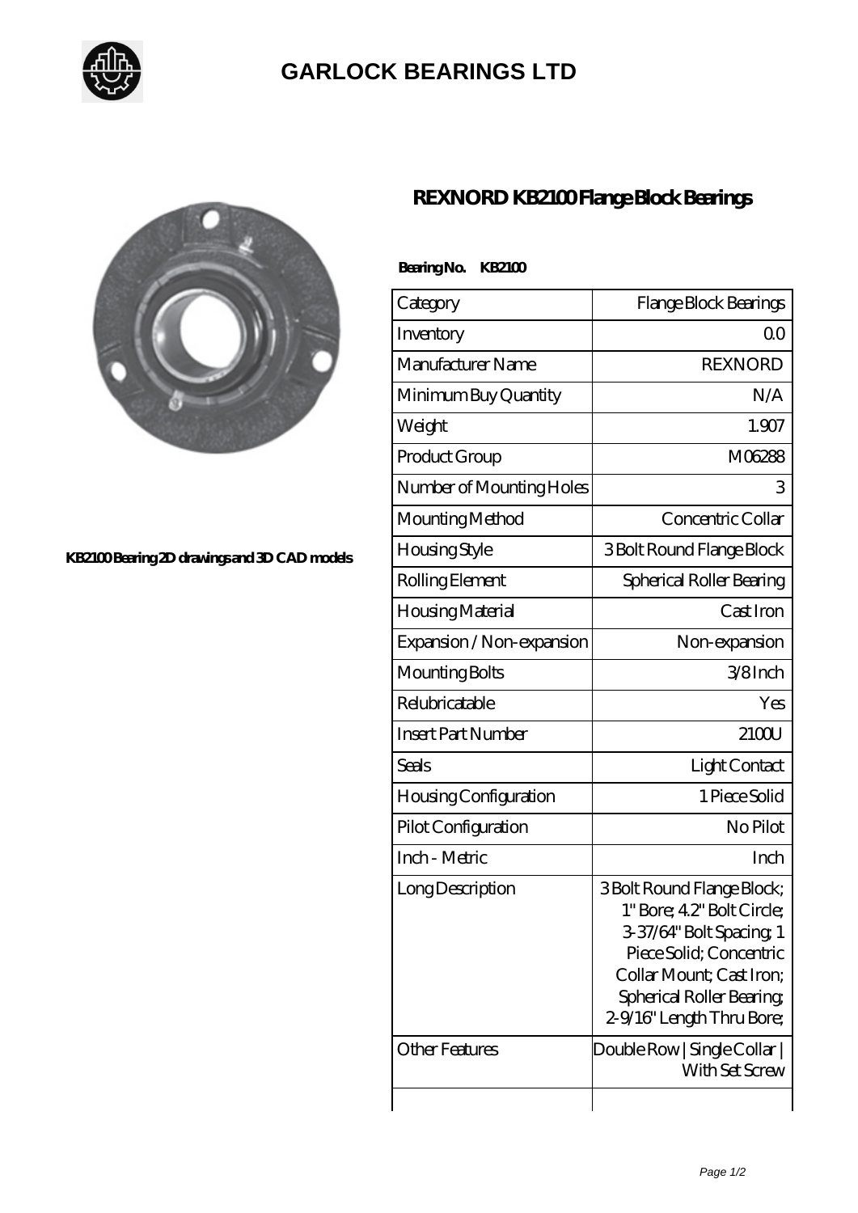# GARLOCK BEARINGS LTD

KB2100 Bearing 2D drawings and 3D CAD models

## REXNORD KB2100 Flange Block Bearings

**Bearing No. KB2100**

| Category | Flange Block Bearings |
|---|---|
| Inventory | 0.0 |
| Manufacturer Name | REXNORD |
| Minimum Buy Quantity | N/A |
| Weight | 1.907 |
| Product Group | M06288 |
| Number of Mounting Holes | 3 |
| Mounting Method | Concentric Collar |
| Housing Style | 3 Bolt Round Flange Block |
| Rolling Element | Spherical Roller Bearing |
| Housing Material | Cast Iron |
| Expansion / Non-expansion | Non-expansion |
| Mounting Bolts | 3/8 Inch |
| Relubricatable | Yes |
| Insert Part Number | 2100U |
| Seals | Light Contact |
| Housing Configuration | 1 Piece Solid |
| Pilot Configuration | No Pilot |
| Inch - Metric | Inch |
| Long Description | 3 Bolt Round Flange Block; 1" Bore; 4.2" Bolt Circle; 3-37/64" Bolt Spacing; 1 Piece Solid; Concentric Collar Mount; Cast Iron; Spherical Roller Bearing; 2-9/16" Length Thru Bore; |
| Other Features | Double Row \| Single Collar \| With Set Screw |
| | |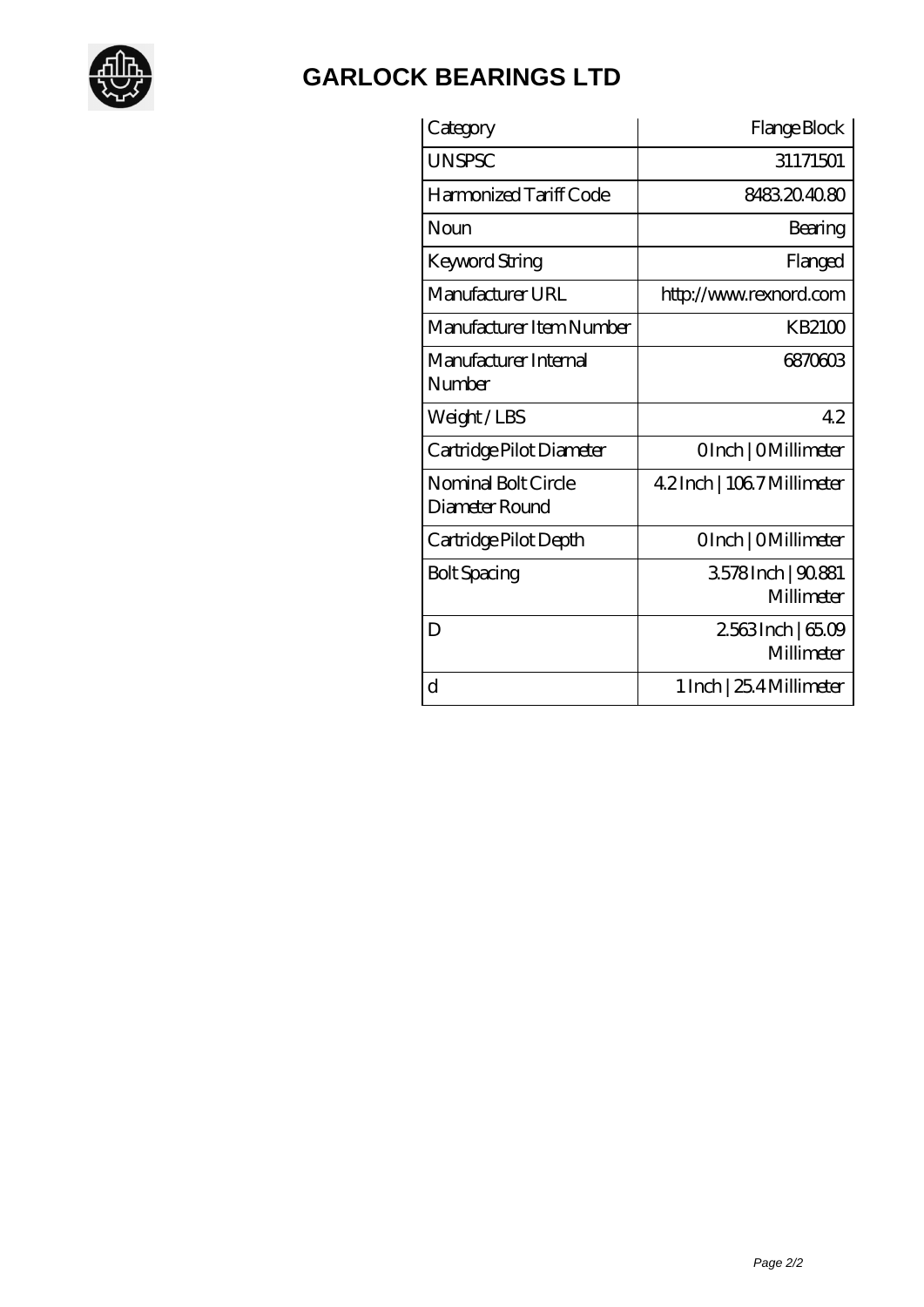# GARLOCK BEARINGS LTD

| | |
|---|---|
| Category | Flange Block |
| UNSPSC | 31171501 |
| Harmonized Tariff Code | 8483.20.40.80 |
| Noun | Bearing |
| Keyword String | Flanged |
| Manufacturer URL | http://www.rexnord.com |
| Manufacturer Item Number | KB2100 |
| Manufacturer Internal Number | 6870603 |
| Weight / LBS | 4.2 |
| Cartridge Pilot Diameter | 0 Inch \| 0 Millimeter |
| Nominal Bolt Circle Diameter Round | 4.2 Inch \| 106.7 Millimeter |
| Cartridge Pilot Depth | 0 Inch \| 0 Millimeter |
| Bolt Spacing | 3.578 Inch \| 90.881 Millimeter |
| D | 2.563 Inch \| 65.09 Millimeter |
| d | 1 Inch \| 25.4 Millimeter |